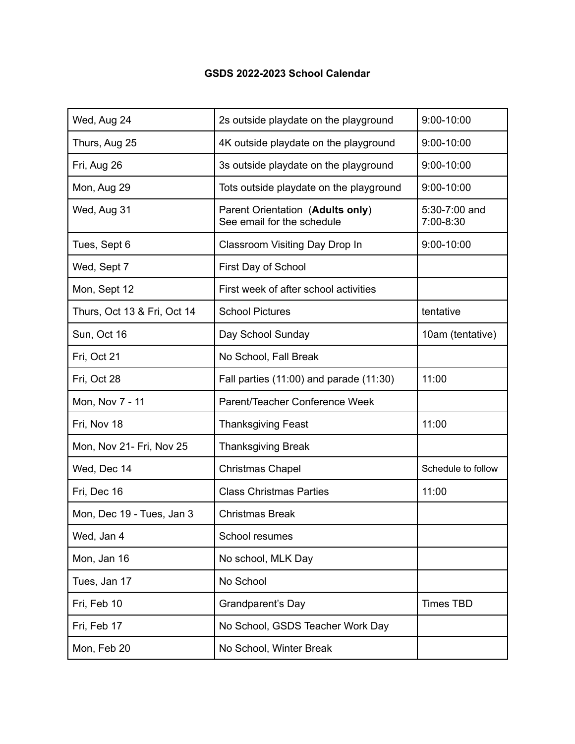**GSDS 2022-2023 School Calendar**

| | | |
|---|---|---|
| Wed, Aug 24 | 2s outside playdate on the playground | 9:00-10:00 |
| Thurs, Aug 25 | 4K outside playdate on the playground | 9:00-10:00 |
| Fri, Aug 26 | 3s outside playdate on the playground | 9:00-10:00 |
| Mon, Aug 29 | Tots outside playdate on the playground | 9:00-10:00 |
| Wed, Aug 31 | Parent Orientation (**Adults only**)<br>See email for the schedule | 5:30-7:00 and 7:00-8:30 |
| Tues, Sept 6 | Classroom Visiting Day Drop In | 9:00-10:00 |
| Wed, Sept 7 | First Day of School | |
| Mon, Sept 12 | First week of after school activities | |
| Thurs, Oct 13 & Fri, Oct 14 | School Pictures | tentative |
| Sun, Oct 16 | Day School Sunday | 10am (tentative) |
| Fri, Oct 21 | No School, Fall Break | |
| Fri, Oct 28 | Fall parties (11:00) and parade (11:30) | 11:00 |
| Mon, Nov 7 - 11 | Parent/Teacher Conference Week | |
| Fri, Nov 18 | Thanksgiving Feast | 11:00 |
| Mon, Nov 21- Fri, Nov 25 | Thanksgiving Break | |
| Wed, Dec 14 | Christmas Chapel | Schedule to follow |
| Fri, Dec 16 | Class Christmas Parties | 11:00 |
| Mon, Dec 19 - Tues, Jan 3 | Christmas Break | |
| Wed, Jan 4 | School resumes | |
| Mon, Jan 16 | No school, MLK Day | |
| Tues, Jan 17 | No School | |
| Fri, Feb 10 | Grandparent's Day | Times TBD |
| Fri, Feb 17 | No School, GSDS Teacher Work Day | |
| Mon, Feb 20 | No School, Winter Break | |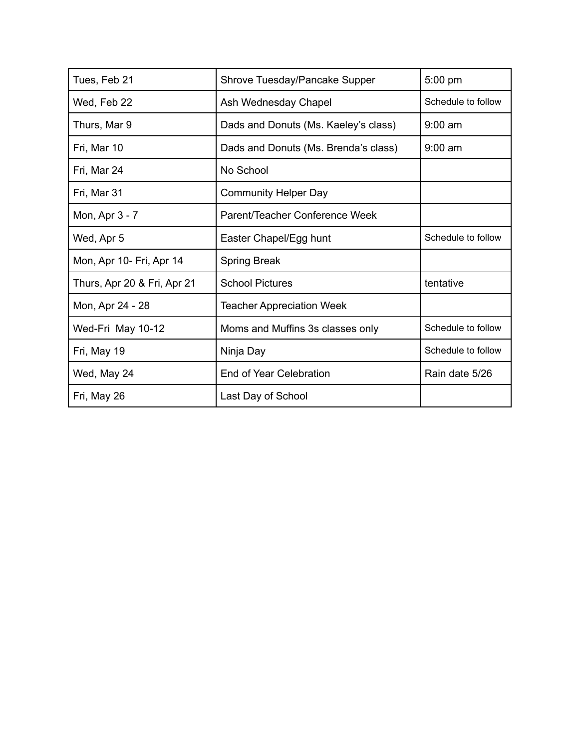| | | |
|---|---|---|
| Tues, Feb 21 | Shrove Tuesday/Pancake Supper | 5:00 pm |
| Wed, Feb 22 | Ash Wednesday Chapel | Schedule to follow |
| Thurs, Mar 9 | Dads and Donuts (Ms. Kaeley's class) | 9:00 am |
| Fri, Mar 10 | Dads and Donuts (Ms. Brenda's class) | 9:00 am |
| Fri, Mar 24 | No School | |
| Fri, Mar 31 | Community Helper Day | |
| Mon, Apr 3 - 7 | Parent/Teacher Conference Week | |
| Wed, Apr 5 | Easter Chapel/Egg hunt | Schedule to follow |
| Mon, Apr 10- Fri, Apr 14 | Spring Break | |
| Thurs, Apr 20 & Fri, Apr 21 | School Pictures | tentative |
| Mon, Apr 24 - 28 | Teacher Appreciation Week | |
| Wed-Fri May 10-12 | Moms and Muffins 3s classes only | Schedule to follow |
| Fri, May 19 | Ninja Day | Schedule to follow |
| Wed, May 24 | End of Year Celebration | Rain date 5/26 |
| Fri, May 26 | Last Day of School | |